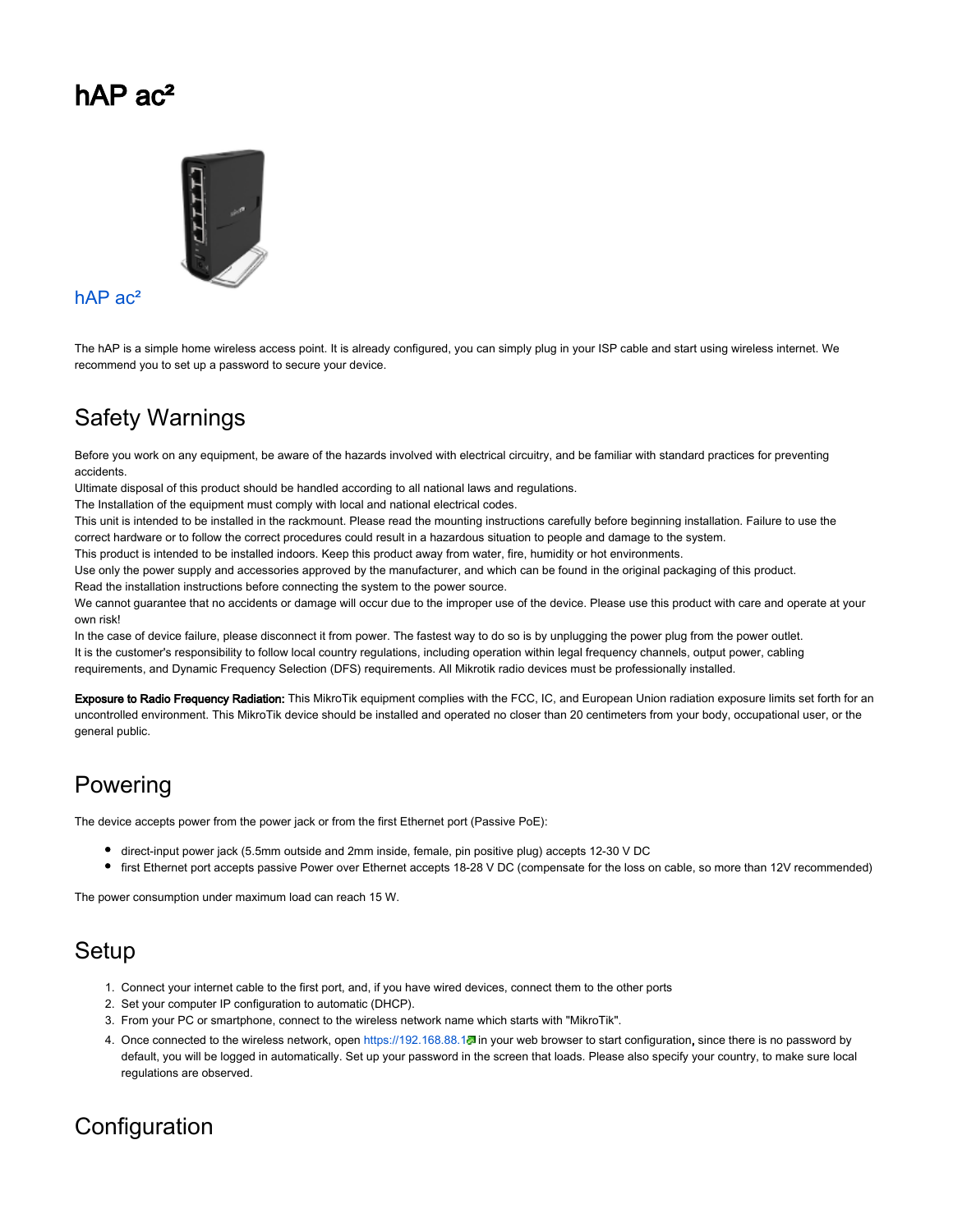# hAP ac²

hAP ac²

The hAP is a simple home wireless access point. It is already configured, you can simply plug in your ISP cable and start using wireless internet. We recommend you to set up a password to secure your device.

## Safety Warnings

Before you work on any equipment, be aware of the hazards involved with electrical circuitry, and be familiar with standard practices for preventing accidents.
Ultimate disposal of this product should be handled according to all national laws and regulations.
The Installation of the equipment must comply with local and national electrical codes.
This unit is intended to be installed in the rackmount. Please read the mounting instructions carefully before beginning installation. Failure to use the correct hardware or to follow the correct procedures could result in a hazardous situation to people and damage to the system.
This product is intended to be installed indoors. Keep this product away from water, fire, humidity or hot environments.
Use only the power supply and accessories approved by the manufacturer, and which can be found in the original packaging of this product.
Read the installation instructions before connecting the system to the power source.
We cannot guarantee that no accidents or damage will occur due to the improper use of the device. Please use this product with care and operate at your own risk!
In the case of device failure, please disconnect it from power. The fastest way to do so is by unplugging the power plug from the power outlet.
It is the customer's responsibility to follow local country regulations, including operation within legal frequency channels, output power, cabling requirements, and Dynamic Frequency Selection (DFS) requirements. All Mikrotik radio devices must be professionally installed.

**Exposure to Radio Frequency Radiation:** This MikroTik equipment complies with the FCC, IC, and European Union radiation exposure limits set forth for an uncontrolled environment. This MikroTik device should be installed and operated no closer than 20 centimeters from your body, occupational user, or the general public.

## Powering

The device accepts power from the power jack or from the first Ethernet port (Passive PoE):

- direct-input power jack (5.5mm outside and 2mm inside, female, pin positive plug) accepts 12-30 V DC
- first Ethernet port accepts passive Power over Ethernet accepts 18-28 V DC (compensate for the loss on cable, so more than 12V recommended)

The power consumption under maximum load can reach 15 W.

## Setup

1. Connect your internet cable to the first port, and, if you have wired devices, connect them to the other ports
2. Set your computer IP configuration to automatic (DHCP).
3. From your PC or smartphone, connect to the wireless network name which starts with "MikroTik".
4. Once connected to the wireless network, open https://192.168.88.1 in your web browser to start configuration, since there is no password by default, you will be logged in automatically. Set up your password in the screen that loads. Please also specify your country, to make sure local regulations are observed.

## Configuration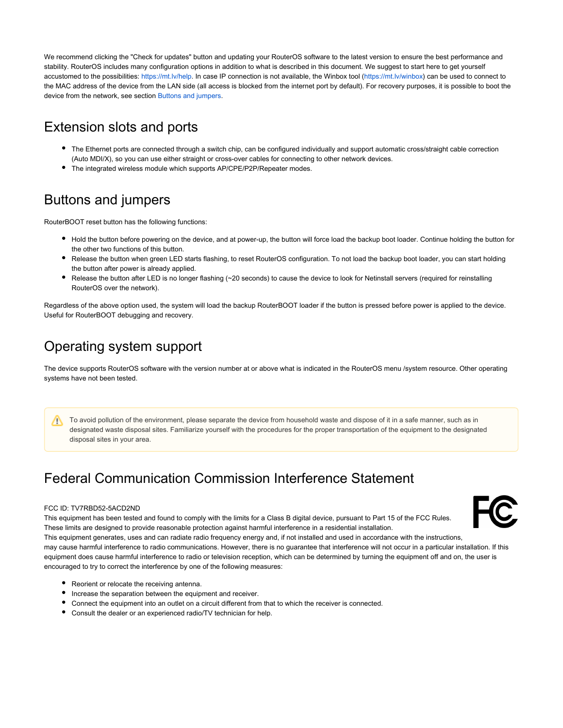We recommend clicking the "Check for updates" button and updating your RouterOS software to the latest version to ensure the best performance and stability. RouterOS includes many configuration options in addition to what is described in this document. We suggest to start here to get yourself accustomed to the possibilities: https://mt.lv/help. In case IP connection is not available, the Winbox tool (https://mt.lv/winbox) can be used to connect to the MAC address of the device from the LAN side (all access is blocked from the internet port by default). For recovery purposes, it is possible to boot the device from the network, see section Buttons and jumpers.

## Extension slots and ports

- The Ethernet ports are connected through a switch chip, can be configured individually and support automatic cross/straight cable correction (Auto MDI/X), so you can use either straight or cross-over cables for connecting to other network devices.
- The integrated wireless module which supports AP/CPE/P2P/Repeater modes.

## Buttons and jumpers

RouterBOOT reset button has the following functions:

- Hold the button before powering on the device, and at power-up, the button will force load the backup boot loader. Continue holding the button for the other two functions of this button.
- Release the button when green LED starts flashing, to reset RouterOS configuration. To not load the backup boot loader, you can start holding the button after power is already applied.
- Release the button after LED is no longer flashing (~20 seconds) to cause the device to look for Netinstall servers (required for reinstalling RouterOS over the network).

Regardless of the above option used, the system will load the backup RouterBOOT loader if the button is pressed before power is applied to the device. Useful for RouterBOOT debugging and recovery.

## Operating system support

The device supports RouterOS software with the version number at or above what is indicated in the RouterOS menu /system resource. Other operating systems have not been tested.

> ⚠ To avoid pollution of the environment, please separate the device from household waste and dispose of it in a safe manner, such as in designated waste disposal sites. Familiarize yourself with the procedures for the proper transportation of the equipment to the designated disposal sites in your area.

## Federal Communication Commission Interference Statement

FCC ID: TV7RBD52-5ACD2ND

This equipment has been tested and found to comply with the limits for a Class B digital device, pursuant to Part 15 of the FCC Rules. These limits are designed to provide reasonable protection against harmful interference in a residential installation.

This equipment generates, uses and can radiate radio frequency energy and, if not installed and used in accordance with the instructions, may cause harmful interference to radio communications. However, there is no guarantee that interference will not occur in a particular installation. If this equipment does cause harmful interference to radio or television reception, which can be determined by turning the equipment off and on, the user is encouraged to try to correct the interference by one of the following measures:

- Reorient or relocate the receiving antenna.
- Increase the separation between the equipment and receiver.
- Connect the equipment into an outlet on a circuit different from that to which the receiver is connected.
- Consult the dealer or an experienced radio/TV technician for help.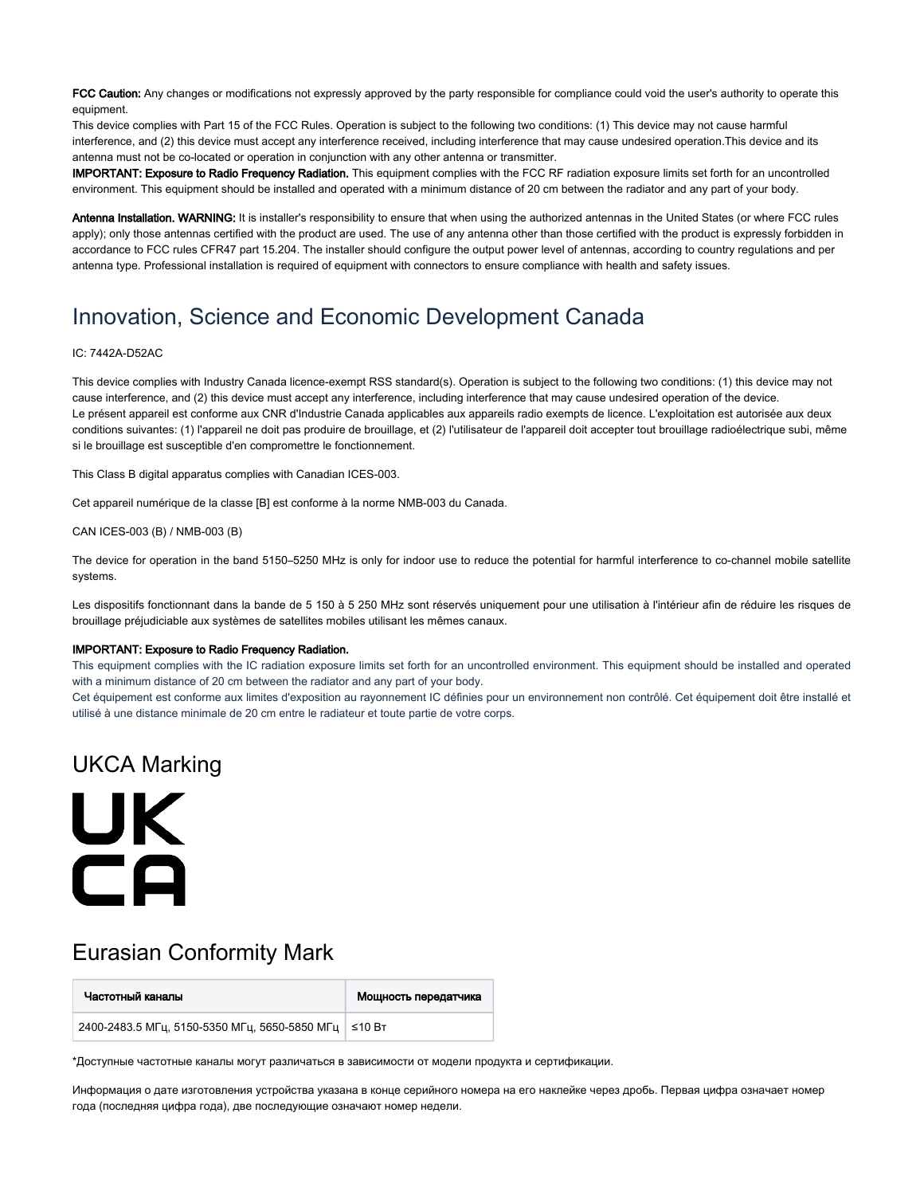**FCC Caution:** Any changes or modifications not expressly approved by the party responsible for compliance could void the user's authority to operate this equipment.
This device complies with Part 15 of the FCC Rules. Operation is subject to the following two conditions: (1) This device may not cause harmful interference, and (2) this device must accept any interference received, including interference that may cause undesired operation.This device and its antenna must not be co-located or operation in conjunction with any other antenna or transmitter.
**IMPORTANT: Exposure to Radio Frequency Radiation.** This equipment complies with the FCC RF radiation exposure limits set forth for an uncontrolled environment. This equipment should be installed and operated with a minimum distance of 20 cm between the radiator and any part of your body.

**Antenna Installation. WARNING:** It is installer's responsibility to ensure that when using the authorized antennas in the United States (or where FCC rules apply); only those antennas certified with the product are used. The use of any antenna other than those certified with the product is expressly forbidden in accordance to FCC rules CFR47 part 15.204. The installer should configure the output power level of antennas, according to country regulations and per antenna type. Professional installation is required of equipment with connectors to ensure compliance with health and safety issues.

## Innovation, Science and Economic Development Canada

IC: 7442A-D52AC

This device complies with Industry Canada licence-exempt RSS standard(s). Operation is subject to the following two conditions: (1) this device may not cause interference, and (2) this device must accept any interference, including interference that may cause undesired operation of the device.
Le présent appareil est conforme aux CNR d'Industrie Canada applicables aux appareils radio exempts de licence. L'exploitation est autorisée aux deux conditions suivantes: (1) l'appareil ne doit pas produire de brouillage, et (2) l'utilisateur de l'appareil doit accepter tout brouillage radioélectrique subi, même si le brouillage est susceptible d'en compromettre le fonctionnement.

This Class B digital apparatus complies with Canadian ICES-003.

Cet appareil numérique de la classe [B] est conforme à la norme NMB-003 du Canada.

CAN ICES-003 (B) / NMB-003 (B)

The device for operation in the band 5150–5250 MHz is only for indoor use to reduce the potential for harmful interference to co-channel mobile satellite systems.

Les dispositifs fonctionnant dans la bande de 5 150 à 5 250 MHz sont réservés uniquement pour une utilisation à l'intérieur afin de réduire les risques de brouillage préjudiciable aux systèmes de satellites mobiles utilisant les mêmes canaux.

**IMPORTANT: Exposure to Radio Frequency Radiation.**
This equipment complies with the IC radiation exposure limits set forth for an uncontrolled environment. This equipment should be installed and operated with a minimum distance of 20 cm between the radiator and any part of your body.
Cet équipement est conforme aux limites d'exposition au rayonnement IC définies pour un environnement non contrôlé. Cet équipement doit être installé et utilisé à une distance minimale de 20 cm entre le radiateur et toute partie de votre corps.

## UKCA Marking

UK
CA

## Eurasian Conformity Mark

| Частотный каналы | Мощность передатчика |
|---|---|
| 2400-2483.5 МГц, 5150-5350 МГц, 5650-5850 МГц | ≤10 Вт |

*Доступные частотные каналы могут различаться в зависимости от модели продукта и сертификации.

Информация о дате изготовления устройства указана в конце серийного номера на его наклейке через дробь. Первая цифра означает номер года (последняя цифра года), две последующие означают номер недели.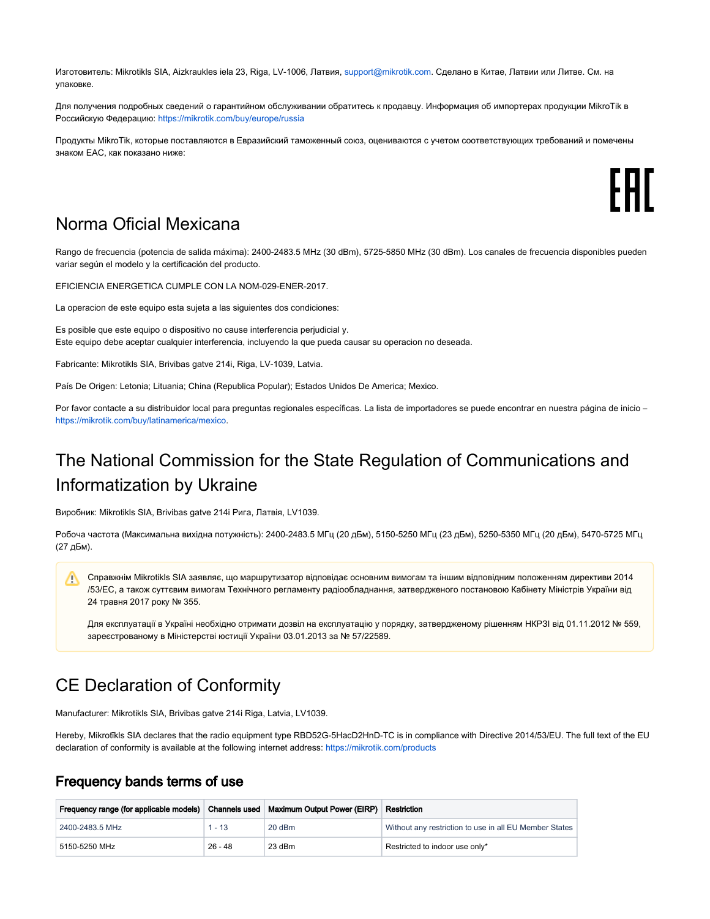Изготовитель: Mikrotikls SIA, Aizkraukles iela 23, Riga, LV-1006, Латвия, support@mikrotik.com. Сделано в Китае, Латвии или Литве. См. на упаковке.

Для получения подробных сведений о гарантийном обслуживании обратитесь к продавцу. Информация об импортерах продукции MikroTik в Российскую Федерацию: https://mikrotik.com/buy/europe/russia

Продукты MikroTik, которые поставляются в Евразийский таможенный союз, оцениваются с учетом соответствующих требований и помечены знаком EAC, как показано ниже:

EAC

# Norma Oficial Mexicana

Rango de frecuencia (potencia de salida máxima): 2400-2483.5 MHz (30 dBm), 5725-5850 MHz (30 dBm). Los canales de frecuencia disponibles pueden variar según el modelo y la certificación del producto.

EFICIENCIA ENERGETICA CUMPLE CON LA NOM-029-ENER-2017.

La operacion de este equipo esta sujeta a las siguientes dos condiciones:

Es posible que este equipo o dispositivo no cause interferencia perjudicial y.
Este equipo debe aceptar cualquier interferencia, incluyendo la que pueda causar su operacion no deseada.

Fabricante: Mikrotikls SIA, Brivibas gatve 214i, Riga, LV-1039, Latvia.

País De Origen: Letonia; Lituania; China (Republica Popular); Estados Unidos De America; Mexico.

Por favor contacte a su distribuidor local para preguntas regionales específicas. La lista de importadores se puede encontrar en nuestra página de inicio – https://mikrotik.com/buy/latinamerica/mexico.

# The National Commission for the State Regulation of Communications and Informatization by Ukraine

Виробник: Mikrotikls SIA, Brivibas gatve 214i Рига, Латвія, LV1039.

Робоча частота (Максимальна вихідна потужність): 2400-2483.5 МГц (20 дБм), 5150-5250 МГц (23 дБм), 5250-5350 МГц (20 дБм), 5470-5725 МГц (27 дБм).

> ⚠ Справжнім Mikrotikls SIA заявляє, що маршрутизатор відповідає основним вимогам та іншим відповідним положенням директиви 2014/53/ЕС, а також суттєвим вимогам Технічного регламенту радіообладнання, затвердженого постановою Кабінету Міністрів України від 24 травня 2017 року № 355.
>
> Для експлуатації в Україні необхідно отримати дозвіл на експлуатацію у порядку, затвердженому рішенням НКРЗІ від 01.11.2012 № 559, зареєстрованому в Міністерстві юстиції України 03.01.2013 за № 57/22589.

# CE Declaration of Conformity

Manufacturer: Mikrotikls SIA, Brivibas gatve 214i Riga, Latvia, LV1039.

Hereby, Mikrotīkls SIA declares that the radio equipment type RBD52G-5HacD2HnD-TC is in compliance with Directive 2014/53/EU. The full text of the EU declaration of conformity is available at the following internet address: https://mikrotik.com/products

## Frequency bands terms of use

| Frequency range (for applicable models) | Channels used | Maximum Output Power (EIRP) | Restriction |
|---|---|---|---|
| 2400-2483.5 MHz | 1 - 13 | 20 dBm | Without any restriction to use in all EU Member States |
| 5150-5250 MHz | 26 - 48 | 23 dBm | Restricted to indoor use only* |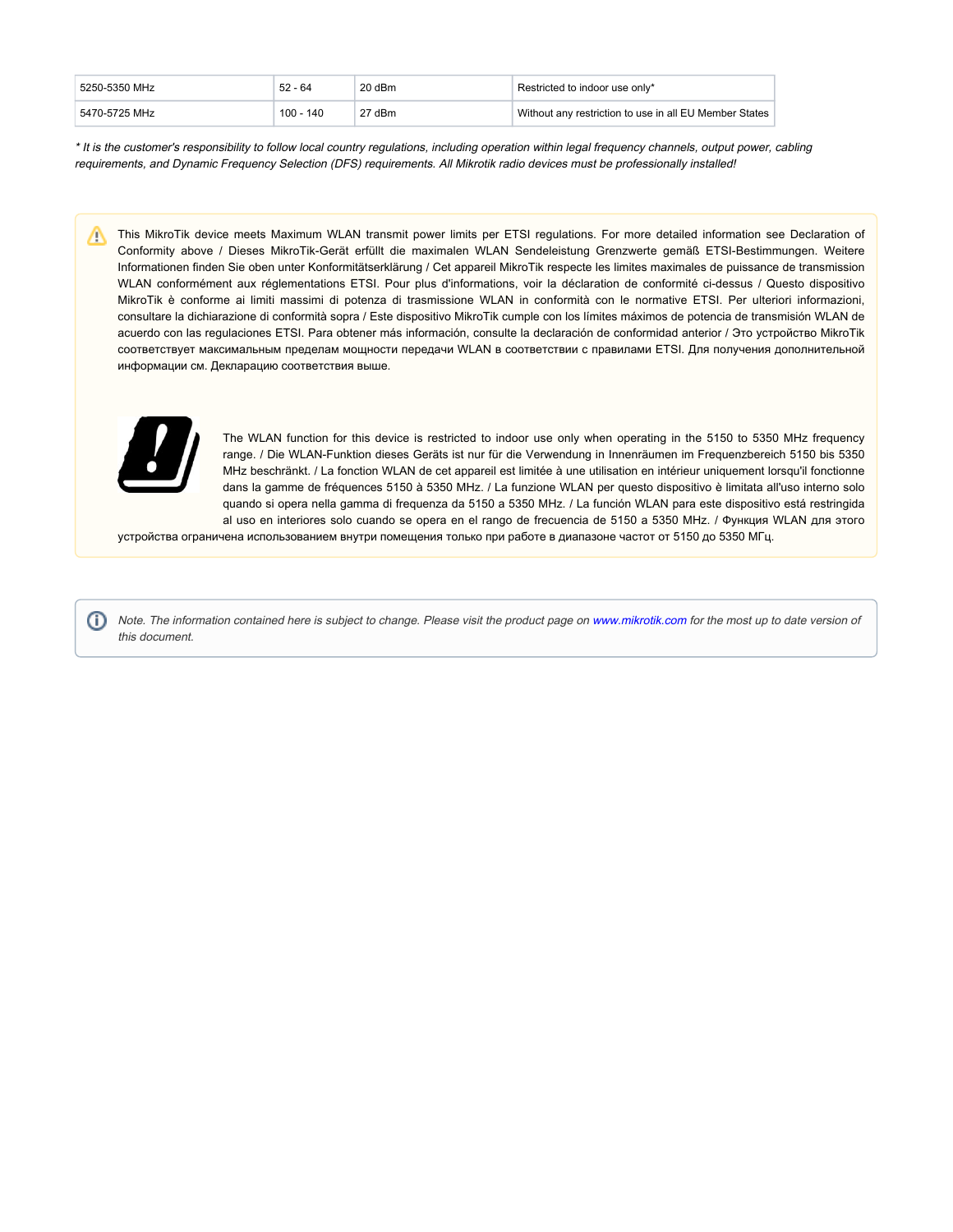| | | | |
|---|---|---|---|
| 5250-5350 MHz | 52 - 64 | 20 dBm | Restricted to indoor use only* |
| 5470-5725 MHz | 100 - 140 | 27 dBm | Without any restriction to use in all EU Member States |

*\* It is the customer's responsibility to follow local country regulations, including operation within legal frequency channels, output power, cabling requirements, and Dynamic Frequency Selection (DFS) requirements. All Mikrotik radio devices must be professionally installed!*

This MikroTik device meets Maximum WLAN transmit power limits per ETSI regulations. For more detailed information see Declaration of Conformity above / Dieses MikroTik-Gerät erfüllt die maximalen WLAN Sendeleistung Grenzwerte gemäß ETSI-Bestimmungen. Weitere Informationen finden Sie oben unter Konformitätserklärung / Cet appareil MikroTik respecte les limites maximales de puissance de transmission WLAN conformément aux réglementations ETSI. Pour plus d'informations, voir la déclaration de conformité ci-dessus / Questo dispositivo MikroTik è conforme ai limiti massimi di potenza di trasmissione WLAN in conformità con le normative ETSI. Per ulteriori informazioni, consultare la dichiarazione di conformità sopra / Este dispositivo MikroTik cumple con los límites máximos de potencia de transmisión WLAN de acuerdo con las regulaciones ETSI. Para obtener más información, consulte la declaración de conformidad anterior / Это устройство MikroTik соответствует максимальным пределам мощности передачи WLAN в соответствии с правилами ETSI. Для получения дополнительной информации см. Декларацию соответствия выше.

The WLAN function for this device is restricted to indoor use only when operating in the 5150 to 5350 MHz frequency range. / Die WLAN-Funktion dieses Geräts ist nur für die Verwendung in Innenräumen im Frequenzbereich 5150 bis 5350 MHz beschränkt. / La fonction WLAN de cet appareil est limitée à une utilisation en intérieur uniquement lorsqu'il fonctionne dans la gamme de fréquences 5150 à 5350 MHz. / La funzione WLAN per questo dispositivo è limitata all'uso interno solo quando si opera nella gamma di frequenza da 5150 a 5350 MHz. / La función WLAN para este dispositivo está restringida al uso en interiores solo cuando se opera en el rango de frecuencia de 5150 a 5350 MHz. / Функция WLAN для этого устройства ограничена использованием внутри помещения только при работе в диапазоне частот от 5150 до 5350 МГц.

*Note. The information contained here is subject to change. Please visit the product page on www.mikrotik.com for the most up to date version of this document.*